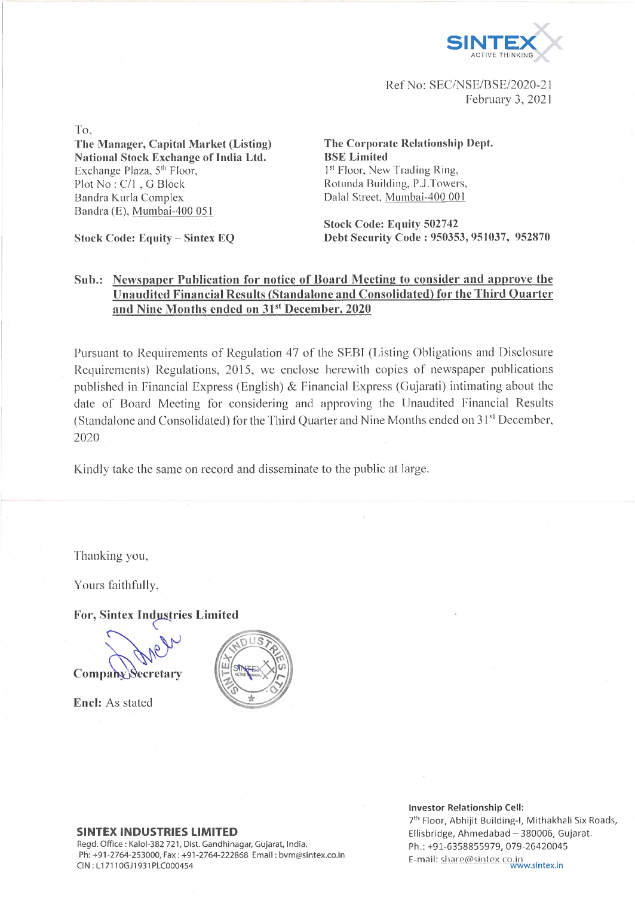SINTEX
ACTIVE THINKING

Ref No: SEC/NSE/BSE/2020-21
February 3, 2021

To,

**The Manager, Capital Market (Listing)**
**National Stock Exchange of India Ltd.**
Exchange Plaza, 5th Floor,
Plot No : C/1 , G Block
Bandra Kurla Complex
Bandra (E), Mumbai-400 051

**Stock Code: Equity – Sintex EQ**

**The Corporate Relationship Dept.**
**BSE Limited**
1st Floor, New Trading Ring,
Rotunda Building, P.J.Towers,
Dalal Street, Mumbai-400 001

**Stock Code: Equity 502742**
**Debt Security Code : 950353, 951037, 952870**

**Sub.: Newspaper Publication for notice of Board Meeting to consider and approve the Unaudited Financial Results (Standalone and Consolidated) for the Third Quarter and Nine Months ended on 31st December, 2020**

Pursuant to Requirements of Regulation 47 of the SEBI (Listing Obligations and Disclosure Requirements) Regulations, 2015, we enclose herewith copies of newspaper publications published in Financial Express (English) & Financial Express (Gujarati) intimating about the date of Board Meeting for considering and approving the Unaudited Financial Results (Standalone and Consolidated) for the Third Quarter and Nine Months ended on 31st December, 2020

Kindly take the same on record and disseminate to the public at large.

Thanking you,

Yours faithfully,

**For, Sintex Industries Limited**

**Company Secretary**

**Encl:** As stated

**SINTEX INDUSTRIES LIMITED**
Regd. Office : Kalol-382 721, Dist. Gandhinagar, Gujarat, India.
Ph: +91-2764-253000, Fax : +91-2764-222868 Email : bvm@sintex.co.in
CIN : L17110GJ1931PLC000454

**Investor Relationship Cell:**
7th Floor, Abhijit Building-I, Mithakhali Six Roads,
Ellisbridge, Ahmedabad – 380006, Gujarat.
Ph.: +91-6358855979, 079-26420045
E-mail: share@sintex.co.in
www.sintex.in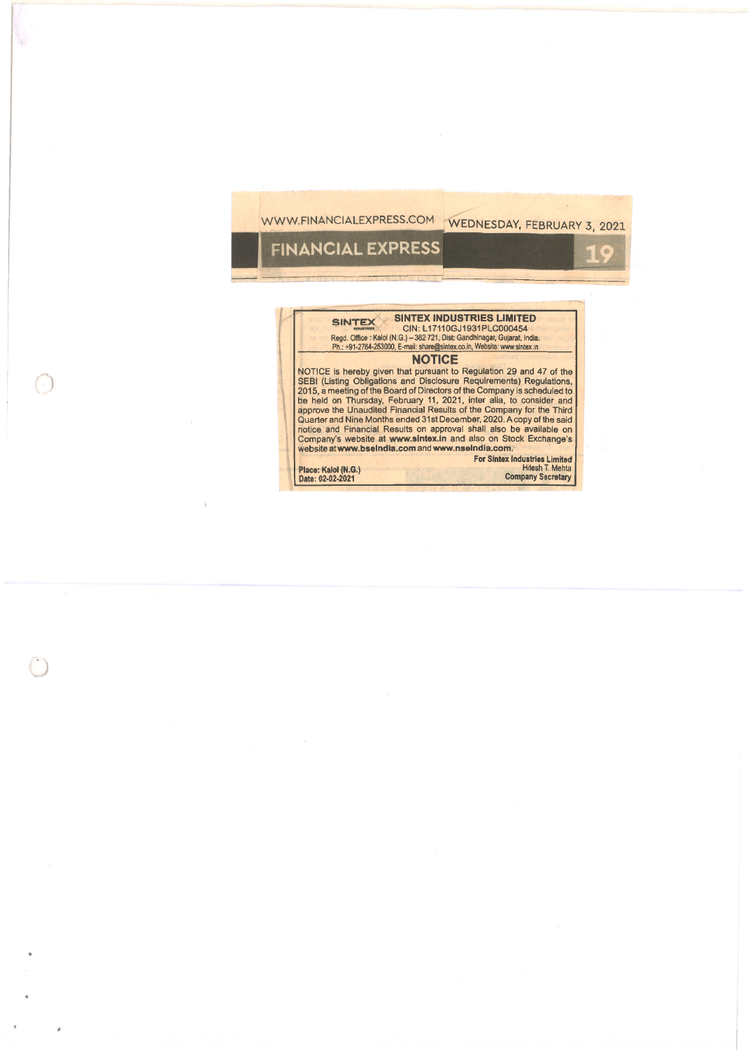WWW.FINANCIALEXPRESS.COM WEDNESDAY, FEBRUARY 3, 2021

FINANCIAL EXPRESS

**SINTEX INDUSTRIES LIMITED**

CIN: L17110GJ1931PLC000454

Regd. Office : Kalol (N.G.) – 382 721, Dist: Gandhinagar, Gujarat, India.

Ph.: +91-2764-253000, E-mail: share@sintex.co.in, Website: www.sintex.in

## NOTICE

NOTICE is hereby given that pursuant to Regulation 29 and 47 of the SEBI (Listing Obligations and Disclosure Requirements) Regulations, 2015, a meeting of the Board of Directors of the Company is scheduled to be held on Thursday, February 11, 2021, inter alia, to consider and approve the Unaudited Financial Results of the Company for the Third Quarter and Nine Months ended 31st December, 2020. A copy of the said notice and Financial Results on approval shall also be available on Company's website at **www.sintex.in** and also on Stock Exchange's website at **www.bseindia.com** and **www.nseindia.com**.

**For Sintex Industries Limited**

Hitesh T. Mehta

**Company Secretary**

**Place: Kalol (N.G.)**

**Date: 02-02-2021**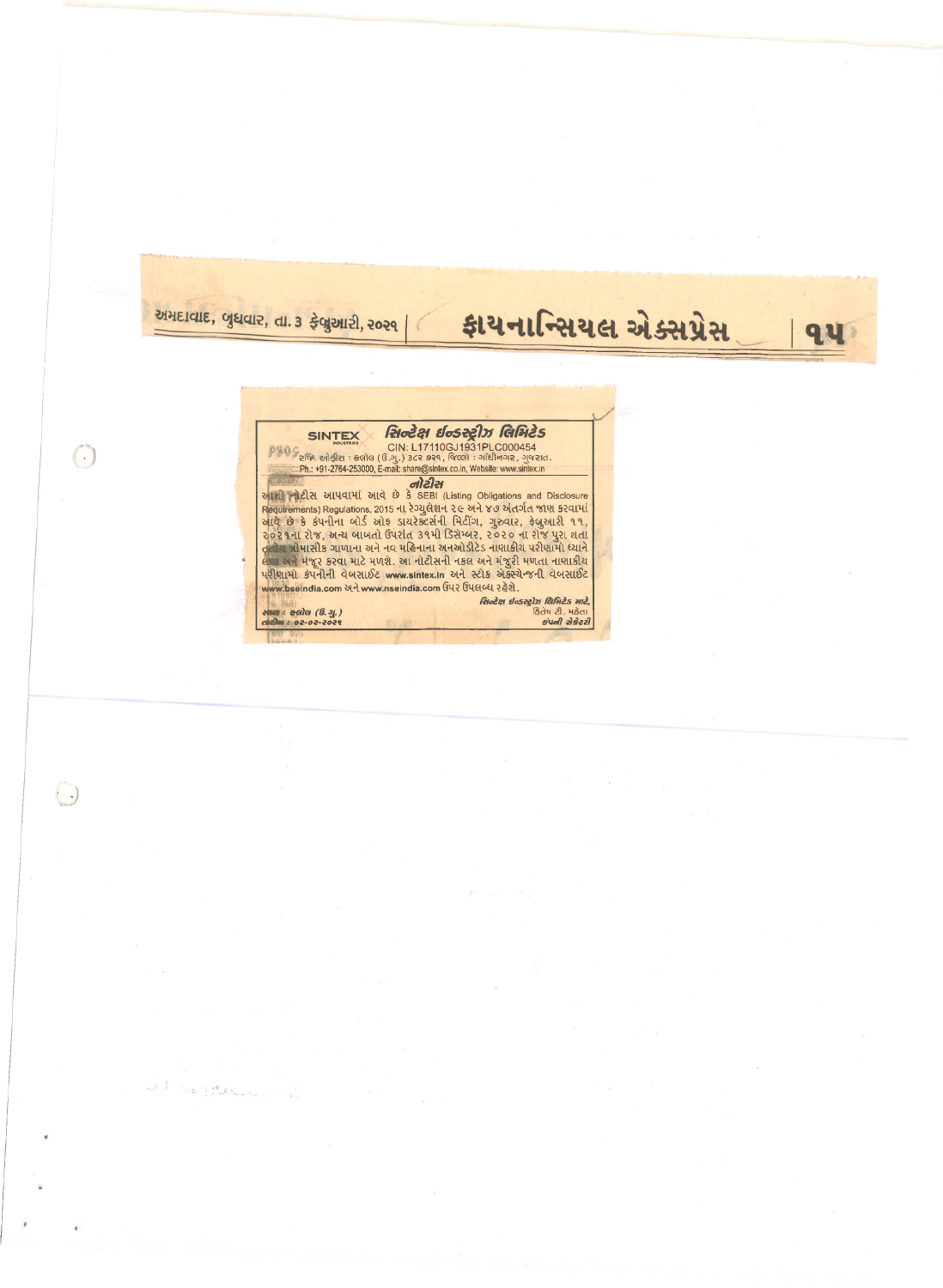અમદાવાદ, બુધવાર, તા. ૩ ફેબ્રુઆરી, ૨૦૨૧ | ફાયનાન્સિયલ એક્સપ્રેસ

**SINTEX** INDUSTRIES

## સિન્ટેક્ષ ઈન્ડસ્ટ્રીઝ લિમિટેડ

CIN: L17110GJ1931PLC000454

રજિ. ઓફીસ : કલોલ (ઉ.ગુ.) ૩૮૨ ૭૨૧, જિલ્લો : ગાંધીનગર, ગુજરાત.

Ph.: +91-2764-253000, E-mail: share@sintex.co.in, Website: www.sintex.in

### નોટીસ

આથી નોટીસ આપવામાં આવે છે કે SEBI (Listing Obligations and Disclosure Requirements) Regulations, 2015 ના રેગ્યુલેશન ૨૯ અને ૪૭ અંતર્ગત જાણ કરવામાં આવે છે કે કંપનીના બોર્ડ ઓફ ડાયરેક્ટર્સની મિટીંગ, ગુરુવાર, ફેબ્રુઆરી ૧૧, ૨૦૨૧ના રોજ, અન્ય બાબતો ઉપરાંત ૩૧મી ડિસેમ્બર, ૨૦૨૦ ના રોજ પુરા થતા તૃતીય ત્રિમાસીક ગાળાના અને નવ મહિનાના અનઓડીટેડ નાણાકીય પરીણામો ધ્યાને લેવા અને મંજૂર કરવા માટે મળશે. આ નોટીસની નકલ અને મંજુરી મળતા નાણાકીય પરીણામો કંપનીની વેબસાઈટ www.sintex.in અને સ્ટોક એક્સ્ચેન્જની વેબસાઈટ www.bseindia.com અને www.nseindia.com ઉપર ઉપલબ્ધ રહેશે.

સ્થળ : કલોલ (ઉ.ગુ.)
તારીખ : ૦૨-૦૨-૨૦૨૧

સિન્ટેક્ષ ઈન્ડસ્ટ્રીઝ લિમિટેડ માટે,
હિતેષ ટી. મહેતા
કંપની સેક્રેટરી